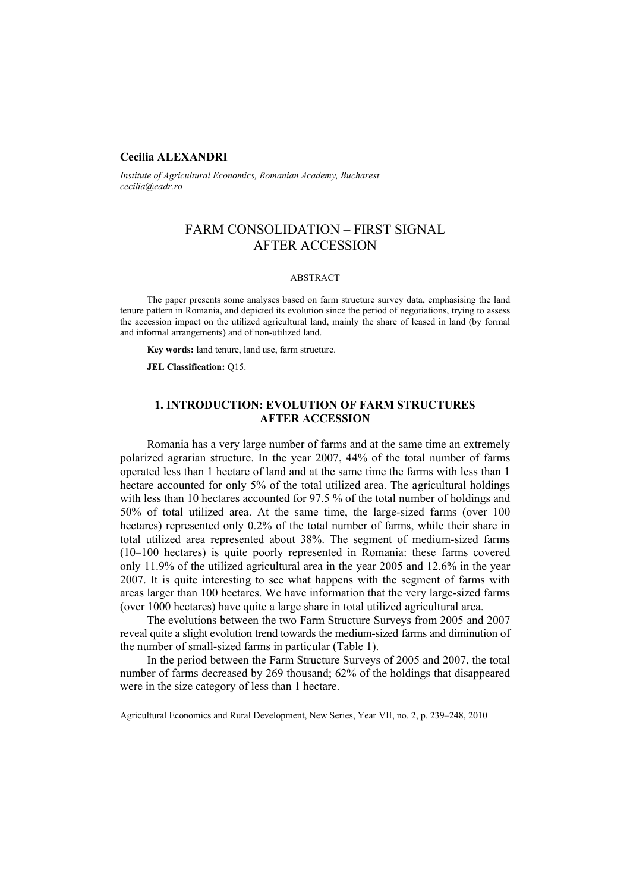**Cecilia ALEXANDRI**

*Institute of Agricultural Economics, Romanian Academy, Bucharest*
*cecilia@eadr.ro*

# FARM CONSOLIDATION – FIRST SIGNAL AFTER ACCESSION

ABSTRACT

The paper presents some analyses based on farm structure survey data, emphasising the land tenure pattern in Romania, and depicted its evolution since the period of negotiations, trying to assess the accession impact on the utilized agricultural land, mainly the share of leased in land (by formal and informal arrangements) and of non-utilized land.

**Key words:** land tenure, land use, farm structure.

**JEL Classification:** Q15.

## 1. INTRODUCTION: EVOLUTION OF FARM STRUCTURES AFTER ACCESSION

Romania has a very large number of farms and at the same time an extremely polarized agrarian structure. In the year 2007, 44% of the total number of farms operated less than 1 hectare of land and at the same time the farms with less than 1 hectare accounted for only 5% of the total utilized area. The agricultural holdings with less than 10 hectares accounted for 97.5 % of the total number of holdings and 50% of total utilized area. At the same time, the large-sized farms (over 100 hectares) represented only 0.2% of the total number of farms, while their share in total utilized area represented about 38%. The segment of medium-sized farms (10–100 hectares) is quite poorly represented in Romania: these farms covered only 11.9% of the utilized agricultural area in the year 2005 and 12.6% in the year 2007. It is quite interesting to see what happens with the segment of farms with areas larger than 100 hectares. We have information that the very large-sized farms (over 1000 hectares) have quite a large share in total utilized agricultural area.

The evolutions between the two Farm Structure Surveys from 2005 and 2007 reveal quite a slight evolution trend towards the medium-sized farms and diminution of the number of small-sized farms in particular (Table 1).

In the period between the Farm Structure Surveys of 2005 and 2007, the total number of farms decreased by 269 thousand; 62% of the holdings that disappeared were in the size category of less than 1 hectare.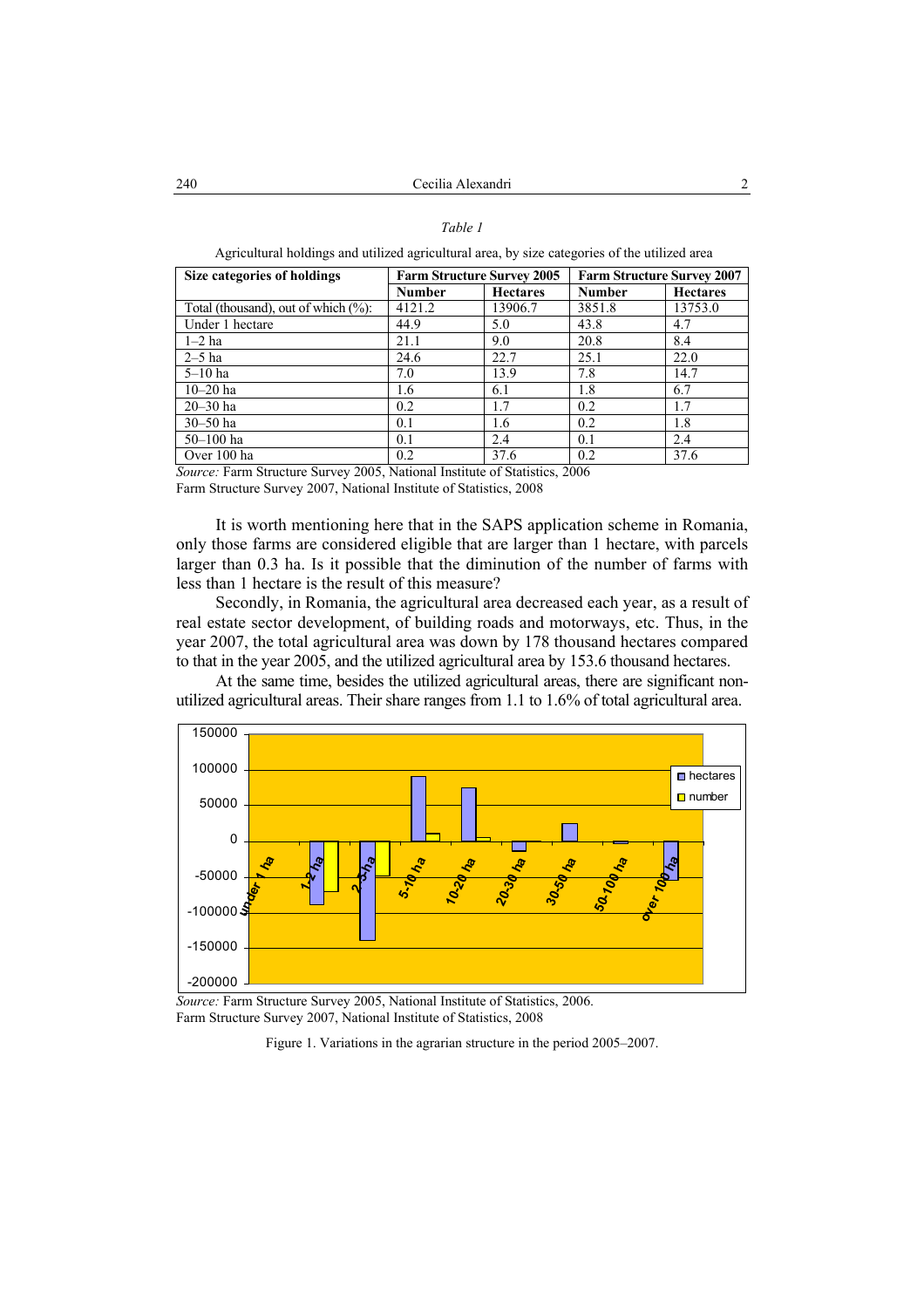*Table 1*

Agricultural holdings and utilized agricultural area, by size categories of the utilized area

| Size categories of holdings | Farm Structure Survey 2005 | | Farm Structure Survey 2007 | |
|---|---|---|---|---|
| | **Number** | **Hectares** | **Number** | **Hectares** |
| Total (thousand), out of which (%): | 4121.2 | 13906.7 | 3851.8 | 13753.0 |
| Under 1 hectare | 44.9 | 5.0 | 43.8 | 4.7 |
| 1–2 ha | 21.1 | 9.0 | 20.8 | 8.4 |
| 2–5 ha | 24.6 | 22.7 | 25.1 | 22.0 |
| 5–10 ha | 7.0 | 13.9 | 7.8 | 14.7 |
| 10–20 ha | 1.6 | 6.1 | 1.8 | 6.7 |
| 20–30 ha | 0.2 | 1.7 | 0.2 | 1.7 |
| 30–50 ha | 0.1 | 1.6 | 0.2 | 1.8 |
| 50–100 ha | 0.1 | 2.4 | 0.1 | 2.4 |
| Over 100 ha | 0.2 | 37.6 | 0.2 | 37.6 |

*Source:* Farm Structure Survey 2005, National Institute of Statistics, 2006
Farm Structure Survey 2007, National Institute of Statistics, 2008

It is worth mentioning here that in the SAPS application scheme in Romania, only those farms are considered eligible that are larger than 1 hectare, with parcels larger than 0.3 ha. Is it possible that the diminution of the number of farms with less than 1 hectare is the result of this measure?

Secondly, in Romania, the agricultural area decreased each year, as a result of real estate sector development, of building roads and motorways, etc. Thus, in the year 2007, the total agricultural area was down by 178 thousand hectares compared to that in the year 2005, and the utilized agricultural area by 153.6 thousand hectares.

At the same time, besides the utilized agricultural areas, there are significant non-utilized agricultural areas. Their share ranges from 1.1 to 1.6% of total agricultural area.

*Source:* Farm Structure Survey 2005, National Institute of Statistics, 2006.
Farm Structure Survey 2007, National Institute of Statistics, 2008

Figure 1. Variations in the agrarian structure in the period 2005–2007.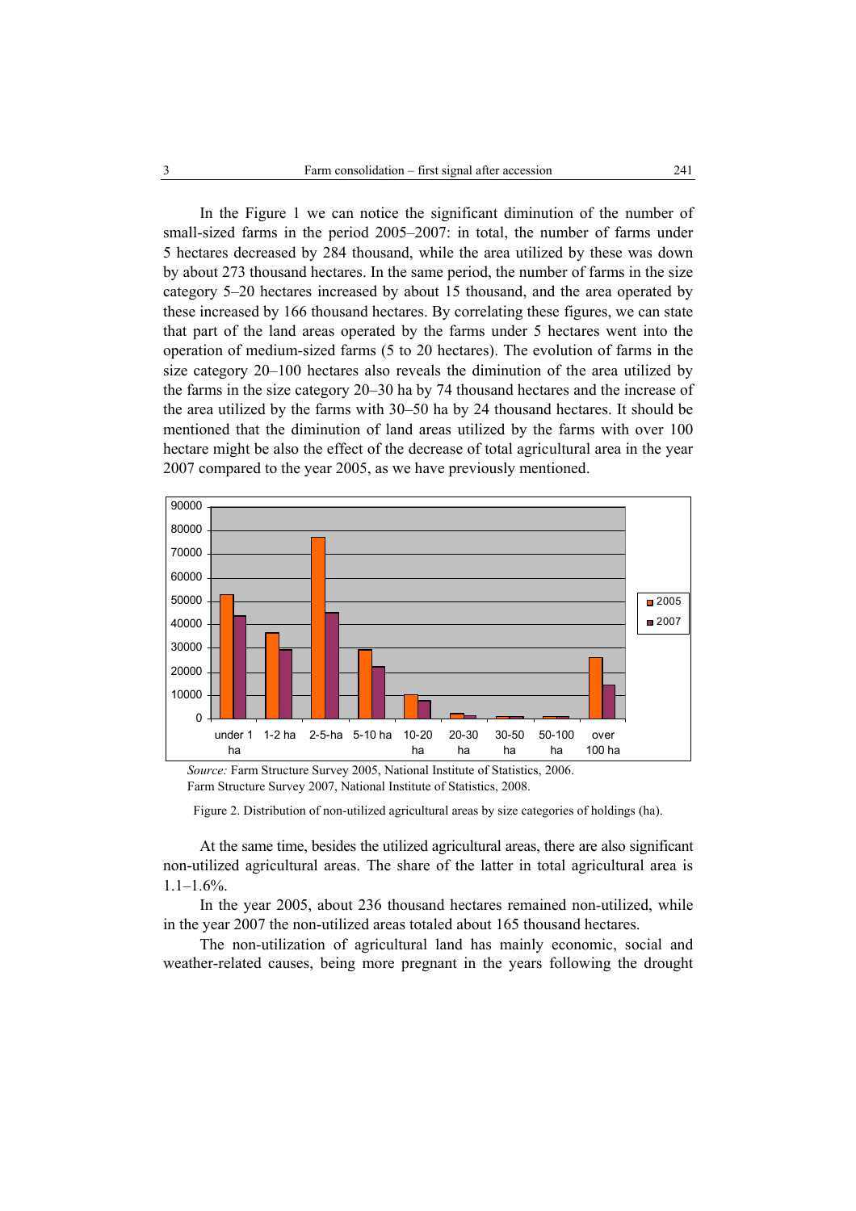In the Figure 1 we can notice the significant diminution of the number of small-sized farms in the period 2005–2007: in total, the number of farms under 5 hectares decreased by 284 thousand, while the area utilized by these was down by about 273 thousand hectares. In the same period, the number of farms in the size category 5–20 hectares increased by about 15 thousand, and the area operated by these increased by 166 thousand hectares. By correlating these figures, we can state that part of the land areas operated by the farms under 5 hectares went into the operation of medium-sized farms (5 to 20 hectares). The evolution of farms in the size category 20–100 hectares also reveals the diminution of the area utilized by the farms in the size category 20–30 ha by 74 thousand hectares and the increase of the area utilized by the farms with 30–50 ha by 24 thousand hectares. It should be mentioned that the diminution of land areas utilized by the farms with over 100 hectare might be also the effect of the decrease of total agricultural area in the year 2007 compared to the year 2005, as we have previously mentioned.

*Source:* Farm Structure Survey 2005, National Institute of Statistics, 2006.
Farm Structure Survey 2007, National Institute of Statistics, 2008.

Figure 2. Distribution of non-utilized agricultural areas by size categories of holdings (ha).

At the same time, besides the utilized agricultural areas, there are also significant non-utilized agricultural areas. The share of the latter in total agricultural area is 1.1–1.6%.

In the year 2005, about 236 thousand hectares remained non-utilized, while in the year 2007 the non-utilized areas totaled about 165 thousand hectares.

The non-utilization of agricultural land has mainly economic, social and weather-related causes, being more pregnant in the years following the drought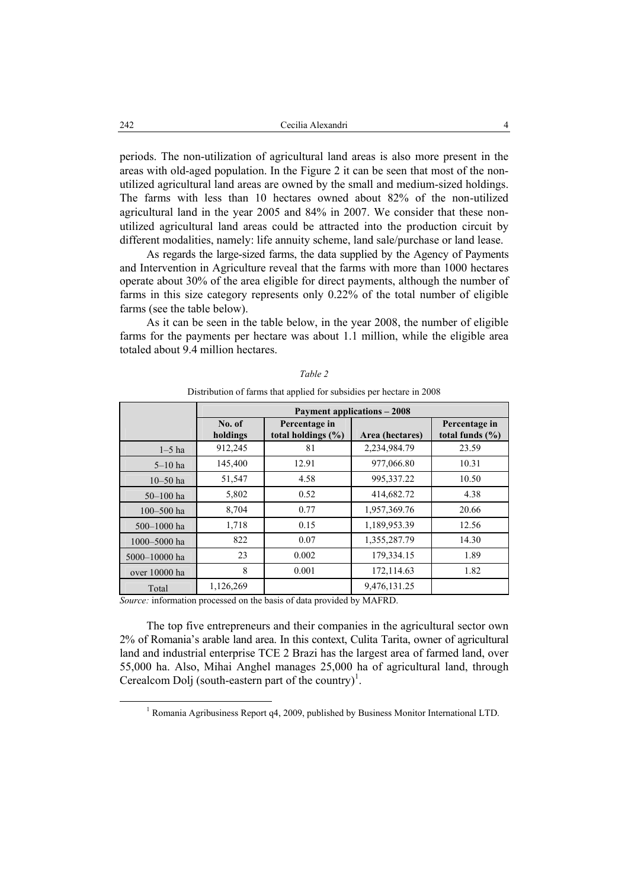periods. The non-utilization of agricultural land areas is also more present in the areas with old-aged population. In the Figure 2 it can be seen that most of the non-utilized agricultural land areas are owned by the small and medium-sized holdings. The farms with less than 10 hectares owned about 82% of the non-utilized agricultural land in the year 2005 and 84% in 2007. We consider that these non-utilized agricultural land areas could be attracted into the production circuit by different modalities, namely: life annuity scheme, land sale/purchase or land lease.

As regards the large-sized farms, the data supplied by the Agency of Payments and Intervention in Agriculture reveal that the farms with more than 1000 hectares operate about 30% of the area eligible for direct payments, although the number of farms in this size category represents only 0.22% of the total number of eligible farms (see the table below).

As it can be seen in the table below, in the year 2008, the number of eligible farms for the payments per hectare was about 1.1 million, while the eligible area totaled about 9.4 million hectares.

*Table 2*

Distribution of farms that applied for subsidies per hectare in 2008

| | **Payment applications – 2008** | | | |
|---|---|---|---|---|
| | **No. of holdings** | **Percentage in total holdings (%)** | **Area (hectares)** | **Percentage in total funds (%)** |
| 1–5 ha | 912,245 | 81 | 2,234,984.79 | 23.59 |
| 5–10 ha | 145,400 | 12.91 | 977,066.80 | 10.31 |
| 10–50 ha | 51,547 | 4.58 | 995,337.22 | 10.50 |
| 50–100 ha | 5,802 | 0.52 | 414,682.72 | 4.38 |
| 100–500 ha | 8,704 | 0.77 | 1,957,369.76 | 20.66 |
| 500–1000 ha | 1,718 | 0.15 | 1,189,953.39 | 12.56 |
| 1000–5000 ha | 822 | 0.07 | 1,355,287.79 | 14.30 |
| 5000–10000 ha | 23 | 0.002 | 179,334.15 | 1.89 |
| over 10000 ha | 8 | 0.001 | 172,114.63 | 1.82 |
| Total | 1,126,269 | | 9,476,131.25 | |

*Source:* information processed on the basis of data provided by MAFRD.

The top five entrepreneurs and their companies in the agricultural sector own 2% of Romania's arable land area. In this context, Culita Tarita, owner of agricultural land and industrial enterprise TCE 2 Brazi has the largest area of farmed land, over 55,000 ha. Also, Mihai Anghel manages 25,000 ha of agricultural land, through Cerealcom Dolj (south-eastern part of the country)[1].

[1] Romania Agribusiness Report q4, 2009, published by Business Monitor International LTD.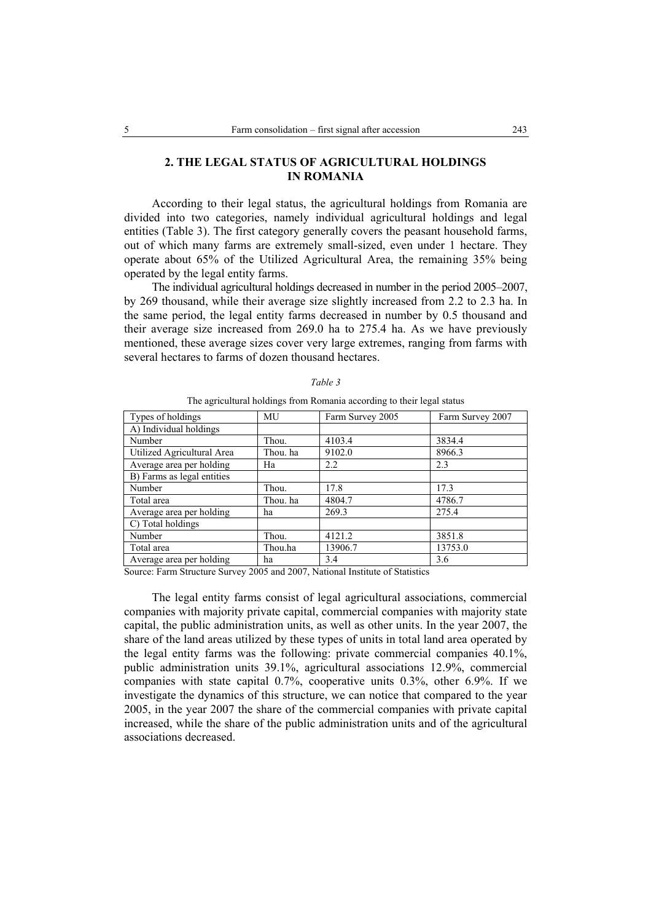## 2. THE LEGAL STATUS OF AGRICULTURAL HOLDINGS IN ROMANIA

According to their legal status, the agricultural holdings from Romania are divided into two categories, namely individual agricultural holdings and legal entities (Table 3). The first category generally covers the peasant household farms, out of which many farms are extremely small-sized, even under 1 hectare. They operate about 65% of the Utilized Agricultural Area, the remaining 35% being operated by the legal entity farms.

The individual agricultural holdings decreased in number in the period 2005–2007, by 269 thousand, while their average size slightly increased from 2.2 to 2.3 ha. In the same period, the legal entity farms decreased in number by 0.5 thousand and their average size increased from 269.0 ha to 275.4 ha. As we have previously mentioned, these average sizes cover very large extremes, ranging from farms with several hectares to farms of dozen thousand hectares.

*Table 3*

The agricultural holdings from Romania according to their legal status

| Types of holdings | MU | Farm Survey 2005 | Farm Survey 2007 |
|---|---|---|---|
| A) Individual holdings | | | |
| Number | Thou. | 4103.4 | 3834.4 |
| Utilized Agricultural Area | Thou. ha | 9102.0 | 8966.3 |
| Average area per holding | Ha | 2.2 | 2.3 |
| B) Farms as legal entities | | | |
| Number | Thou. | 17.8 | 17.3 |
| Total area | Thou. ha | 4804.7 | 4786.7 |
| Average area per holding | ha | 269.3 | 275.4 |
| C) Total holdings | | | |
| Number | Thou. | 4121.2 | 3851.8 |
| Total area | Thou.ha | 13906.7 | 13753.0 |
| Average area per holding | ha | 3.4 | 3.6 |

Source: Farm Structure Survey 2005 and 2007, National Institute of Statistics

The legal entity farms consist of legal agricultural associations, commercial companies with majority private capital, commercial companies with majority state capital, the public administration units, as well as other units. In the year 2007, the share of the land areas utilized by these types of units in total land area operated by the legal entity farms was the following: private commercial companies 40.1%, public administration units 39.1%, agricultural associations 12.9%, commercial companies with state capital 0.7%, cooperative units 0.3%, other 6.9%. If we investigate the dynamics of this structure, we can notice that compared to the year 2005, in the year 2007 the share of the commercial companies with private capital increased, while the share of the public administration units and of the agricultural associations decreased.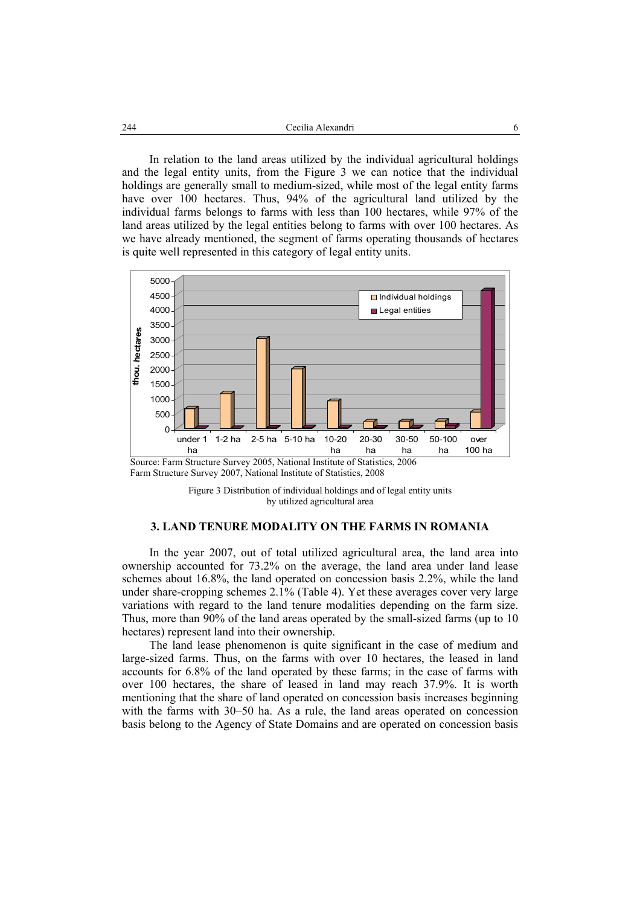In relation to the land areas utilized by the individual agricultural holdings and the legal entity units, from the Figure 3 we can notice that the individual holdings are generally small to medium-sized, while most of the legal entity farms have over 100 hectares. Thus, 94% of the agricultural land utilized by the individual farms belongs to farms with less than 100 hectares, while 97% of the land areas utilized by the legal entities belong to farms with over 100 hectares. As we have already mentioned, the segment of farms operating thousands of hectares is quite well represented in this category of legal entity units.

Source: Farm Structure Survey 2005, National Institute of Statistics, 2006
Farm Structure Survey 2007, National Institute of Statistics, 2008

Figure 3 Distribution of individual holdings and of legal entity units by utilized agricultural area

### 3. LAND TENURE MODALITY ON THE FARMS IN ROMANIA

In the year 2007, out of total utilized agricultural area, the land area into ownership accounted for 73.2% on the average, the land area under land lease schemes about 16.8%, the land operated on concession basis 2.2%, while the land under share-cropping schemes 2.1% (Table 4). Yet these averages cover very large variations with regard to the land tenure modalities depending on the farm size. Thus, more than 90% of the land areas operated by the small-sized farms (up to 10 hectares) represent land into their ownership.

The land lease phenomenon is quite significant in the case of medium and large-sized farms. Thus, on the farms with over 10 hectares, the leased in land accounts for 6.8% of the land operated by these farms; in the case of farms with over 100 hectares, the share of leased in land may reach 37.9%. It is worth mentioning that the share of land operated on concession basis increases beginning with the farms with 30–50 ha. As a rule, the land areas operated on concession basis belong to the Agency of State Domains and are operated on concession basis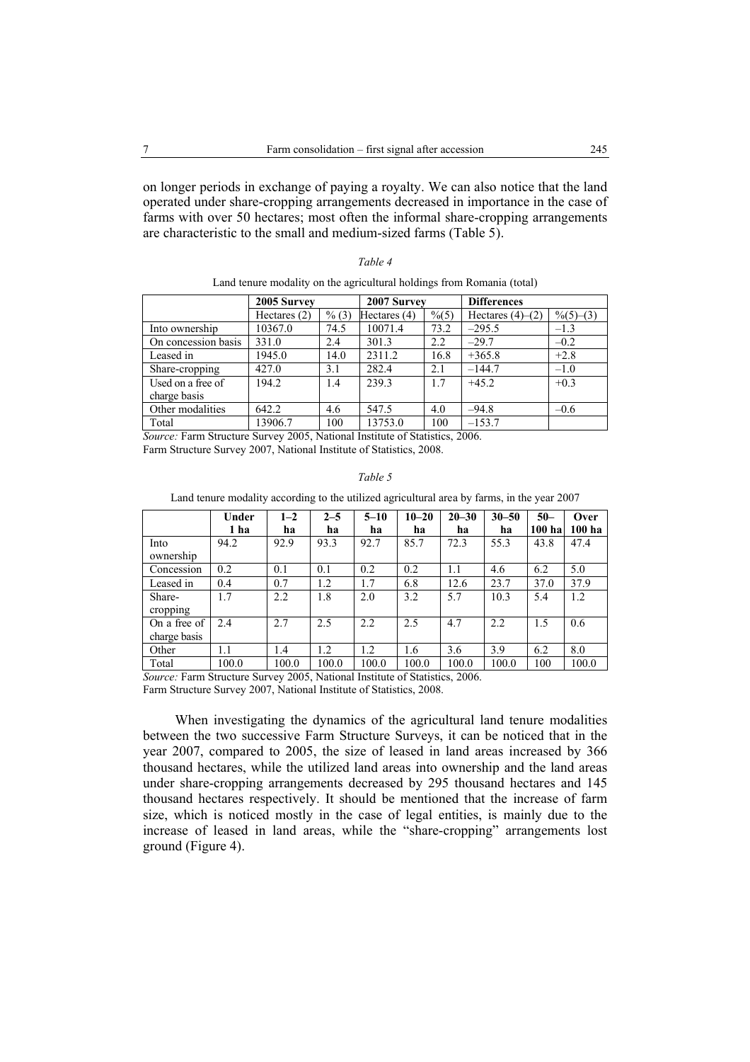on longer periods in exchange of paying a royalty. We can also notice that the land operated under share-cropping arrangements decreased in importance in the case of farms with over 50 hectares; most often the informal share-cropping arrangements are characteristic to the small and medium-sized farms (Table 5).

*Table 4*

Land tenure modality on the agricultural holdings from Romania (total)

| | 2005 Survey | | 2007 Survey | | Differences | |
|---|---|---|---|---|---|---|
| | Hectares (2) | % (3) | Hectares (4) | %(5) | Hectares (4)–(2) | %(5)–(3) |
| Into ownership | 10367.0 | 74.5 | 10071.4 | 73.2 | –295.5 | –1.3 |
| On concession basis | 331.0 | 2.4 | 301.3 | 2.2 | –29.7 | –0.2 |
| Leased in | 1945.0 | 14.0 | 2311.2 | 16.8 | +365.8 | +2.8 |
| Share-cropping | 427.0 | 3.1 | 282.4 | 2.1 | –144.7 | –1.0 |
| Used on a free of charge basis | 194.2 | 1.4 | 239.3 | 1.7 | +45.2 | +0.3 |
| Other modalities | 642.2 | 4.6 | 547.5 | 4.0 | –94.8 | –0.6 |
| Total | 13906.7 | 100 | 13753.0 | 100 | –153.7 | |

*Source:* Farm Structure Survey 2005, National Institute of Statistics, 2006.
Farm Structure Survey 2007, National Institute of Statistics, 2008.

*Table 5*

Land tenure modality according to the utilized agricultural area by farms, in the year 2007

| | Under 1 ha | 1–2 ha | 2–5 ha | 5–10 ha | 10–20 ha | 20–30 ha | 30–50 ha | 50–100 ha | Over 100 ha |
|---|---|---|---|---|---|---|---|---|---|
| Into ownership | 94.2 | 92.9 | 93.3 | 92.7 | 85.7 | 72.3 | 55.3 | 43.8 | 47.4 |
| Concession | 0.2 | 0.1 | 0.1 | 0.2 | 0.2 | 1.1 | 4.6 | 6.2 | 5.0 |
| Leased in | 0.4 | 0.7 | 1.2 | 1.7 | 6.8 | 12.6 | 23.7 | 37.0 | 37.9 |
| Share-cropping | 1.7 | 2.2 | 1.8 | 2.0 | 3.2 | 5.7 | 10.3 | 5.4 | 1.2 |
| On a free of charge basis | 2.4 | 2.7 | 2.5 | 2.2 | 2.5 | 4.7 | 2.2 | 1.5 | 0.6 |
| Other | 1.1 | 1.4 | 1.2 | 1.2 | 1.6 | 3.6 | 3.9 | 6.2 | 8.0 |
| Total | 100.0 | 100.0 | 100.0 | 100.0 | 100.0 | 100.0 | 100.0 | 100 | 100.0 |

*Source:* Farm Structure Survey 2005, National Institute of Statistics, 2006.
Farm Structure Survey 2007, National Institute of Statistics, 2008.

When investigating the dynamics of the agricultural land tenure modalities between the two successive Farm Structure Surveys, it can be noticed that in the year 2007, compared to 2005, the size of leased in land areas increased by 366 thousand hectares, while the utilized land areas into ownership and the land areas under share-cropping arrangements decreased by 295 thousand hectares and 145 thousand hectares respectively. It should be mentioned that the increase of farm size, which is noticed mostly in the case of legal entities, is mainly due to the increase of leased in land areas, while the "share-cropping" arrangements lost ground (Figure 4).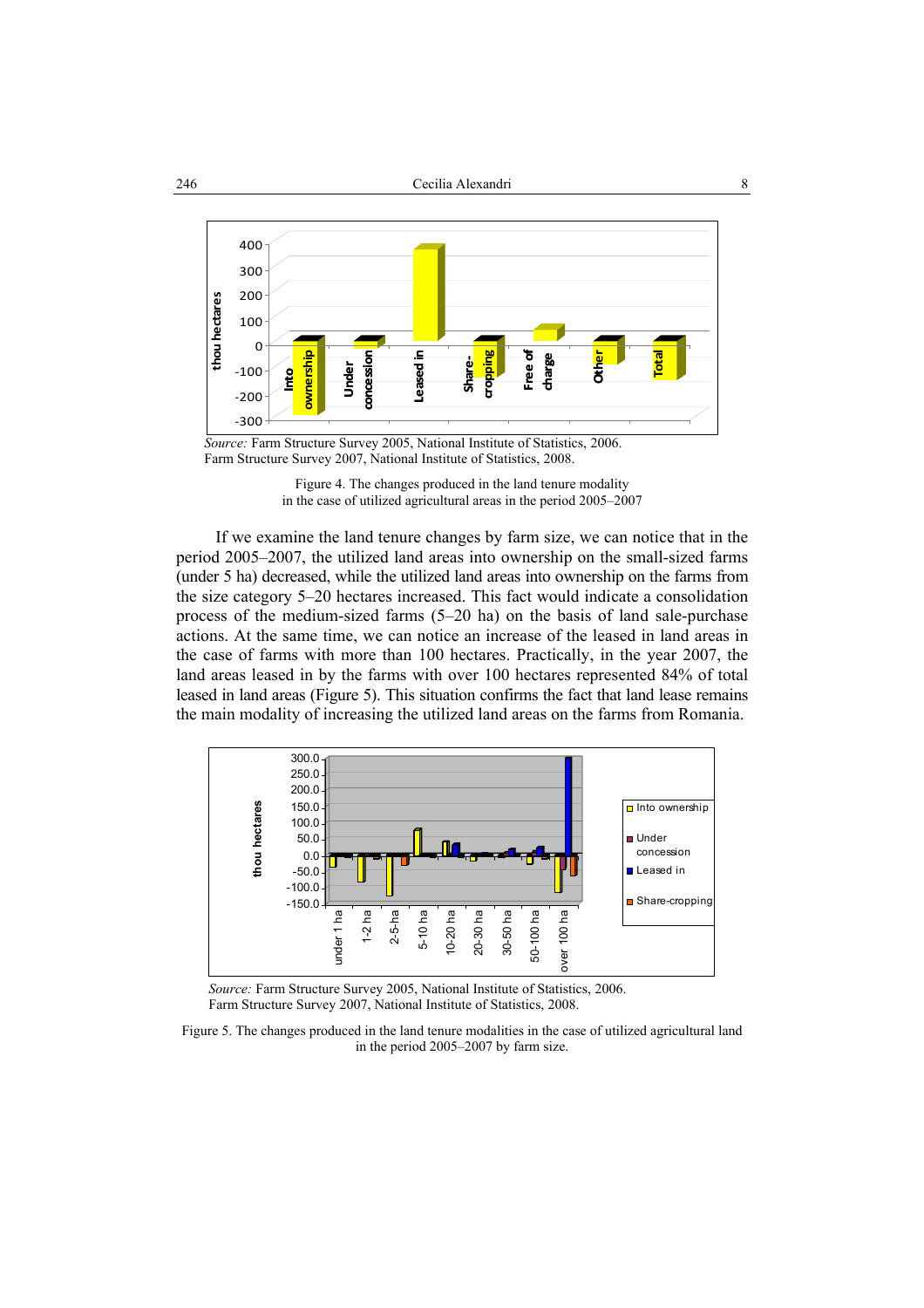*Source:* Farm Structure Survey 2005, National Institute of Statistics, 2006. Farm Structure Survey 2007, National Institute of Statistics, 2008.

Figure 4. The changes produced in the land tenure modality in the case of utilized agricultural areas in the period 2005–2007

If we examine the land tenure changes by farm size, we can notice that in the period 2005–2007, the utilized land areas into ownership on the small-sized farms (under 5 ha) decreased, while the utilized land areas into ownership on the farms from the size category 5–20 hectares increased. This fact would indicate a consolidation process of the medium-sized farms (5–20 ha) on the basis of land sale-purchase actions. At the same time, we can notice an increase of the leased in land areas in the case of farms with more than 100 hectares. Practically, in the year 2007, the land areas leased in by the farms with over 100 hectares represented 84% of total leased in land areas (Figure 5). This situation confirms the fact that land lease remains the main modality of increasing the utilized land areas on the farms from Romania.

*Source:* Farm Structure Survey 2005, National Institute of Statistics, 2006. Farm Structure Survey 2007, National Institute of Statistics, 2008.

Figure 5. The changes produced in the land tenure modalities in the case of utilized agricultural land in the period 2005–2007 by farm size.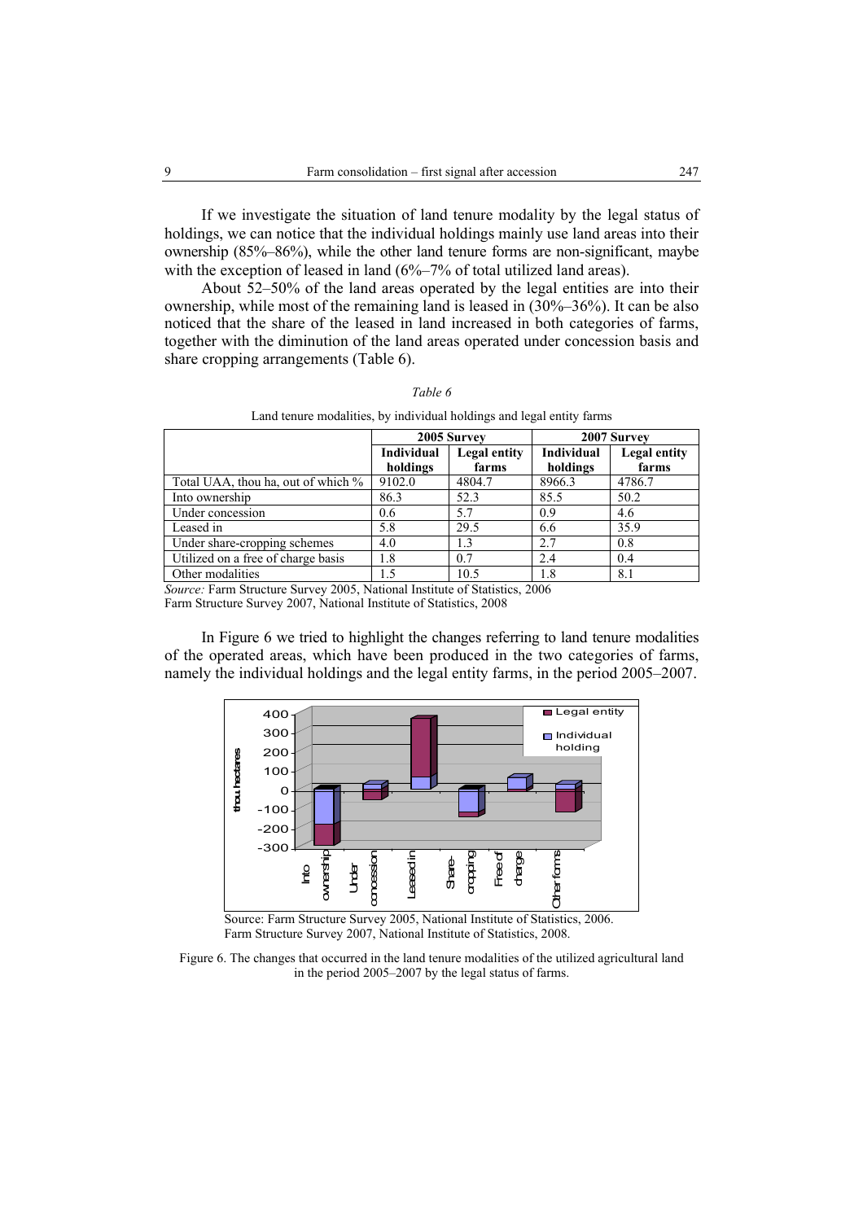If we investigate the situation of land tenure modality by the legal status of holdings, we can notice that the individual holdings mainly use land areas into their ownership (85%–86%), while the other land tenure forms are non-significant, maybe with the exception of leased in land (6%–7% of total utilized land areas).

About 52–50% of the land areas operated by the legal entities are into their ownership, while most of the remaining land is leased in (30%–36%). It can be also noticed that the share of the leased in land increased in both categories of farms, together with the diminution of the land areas operated under concession basis and share cropping arrangements (Table 6).

*Table 6*

Land tenure modalities, by individual holdings and legal entity farms

| | 2005 Survey | | 2007 Survey | |
|---|---|---|---|---|
| | Individual holdings | Legal entity farms | Individual holdings | Legal entity farms |
| Total UAA, thou ha, out of which % | 9102.0 | 4804.7 | 8966.3 | 4786.7 |
| Into ownership | 86.3 | 52.3 | 85.5 | 50.2 |
| Under concession | 0.6 | 5.7 | 0.9 | 4.6 |
| Leased in | 5.8 | 29.5 | 6.6 | 35.9 |
| Under share-cropping schemes | 4.0 | 1.3 | 2.7 | 0.8 |
| Utilized on a free of charge basis | 1.8 | 0.7 | 2.4 | 0.4 |
| Other modalities | 1.5 | 10.5 | 1.8 | 8.1 |

*Source:* Farm Structure Survey 2005, National Institute of Statistics, 2006
Farm Structure Survey 2007, National Institute of Statistics, 2008

In Figure 6 we tried to highlight the changes referring to land tenure modalities of the operated areas, which have been produced in the two categories of farms, namely the individual holdings and the legal entity farms, in the period 2005–2007.

Source: Farm Structure Survey 2005, National Institute of Statistics, 2006.
Farm Structure Survey 2007, National Institute of Statistics, 2008.

Figure 6. The changes that occurred in the land tenure modalities of the utilized agricultural land in the period 2005–2007 by the legal status of farms.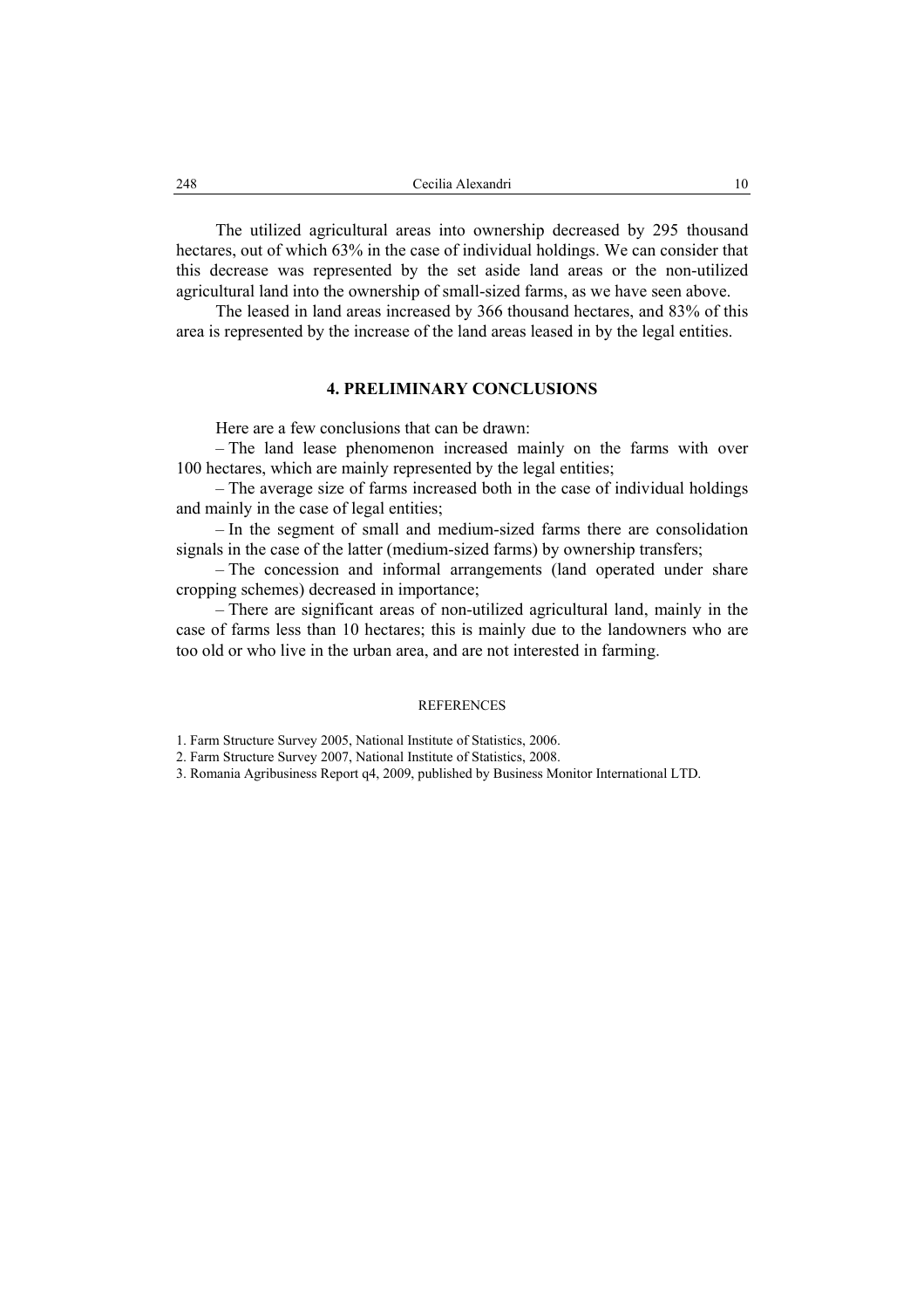The utilized agricultural areas into ownership decreased by 295 thousand hectares, out of which 63% in the case of individual holdings. We can consider that this decrease was represented by the set aside land areas or the non-utilized agricultural land into the ownership of small-sized farms, as we have seen above.

The leased in land areas increased by 366 thousand hectares, and 83% of this area is represented by the increase of the land areas leased in by the legal entities.

## 4. PRELIMINARY CONCLUSIONS

Here are a few conclusions that can be drawn:

– The land lease phenomenon increased mainly on the farms with over 100 hectares, which are mainly represented by the legal entities;

– The average size of farms increased both in the case of individual holdings and mainly in the case of legal entities;

– In the segment of small and medium-sized farms there are consolidation signals in the case of the latter (medium-sized farms) by ownership transfers;

– The concession and informal arrangements (land operated under share cropping schemes) decreased in importance;

– There are significant areas of non-utilized agricultural land, mainly in the case of farms less than 10 hectares; this is mainly due to the landowners who are too old or who live in the urban area, and are not interested in farming.

### REFERENCES

1. Farm Structure Survey 2005, National Institute of Statistics, 2006.
2. Farm Structure Survey 2007, National Institute of Statistics, 2008.
3. Romania Agribusiness Report q4, 2009, published by Business Monitor International LTD.